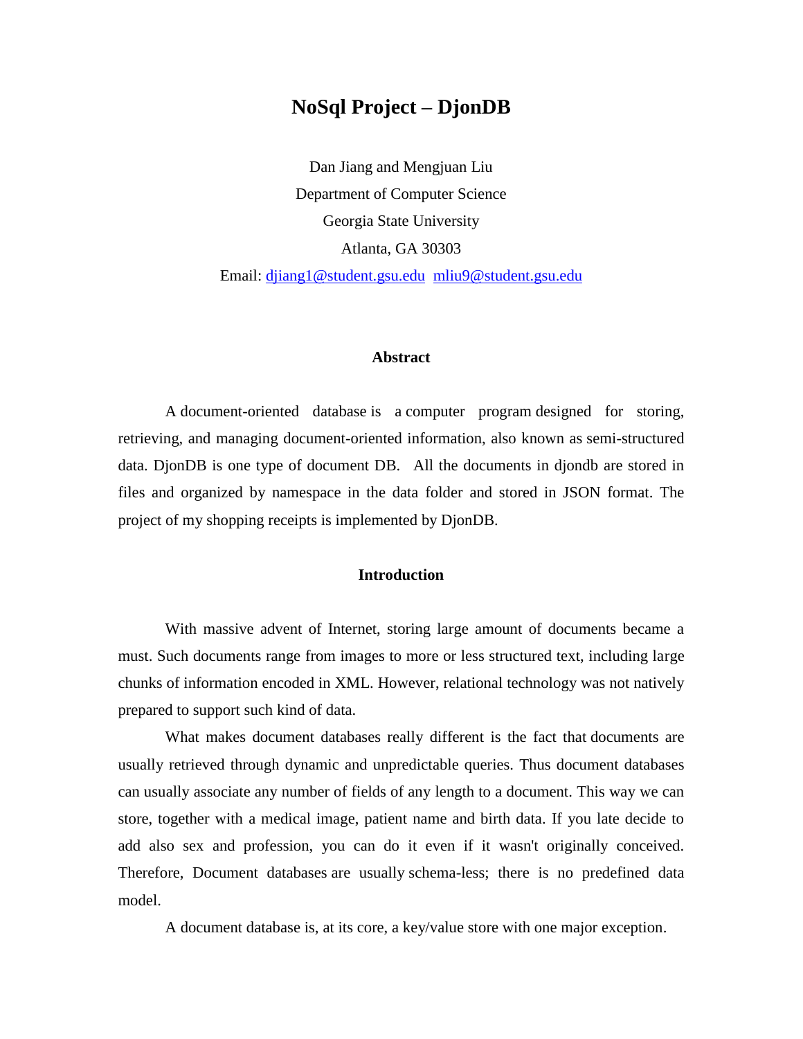# NoSql Project – DjonDB

Dan Jiang and Mengjuan Liu

Department of Computer Science

Georgia State University

Atlanta, GA 30303

Email: djiang1@student.gsu.edu mliu9@student.gsu.edu

## Abstract

A document-oriented database is a computer program designed for storing, retrieving, and managing document-oriented information, also known as semi-structured data. DjonDB is one type of document DB. All the documents in djondb are stored in files and organized by namespace in the data folder and stored in JSON format. The project of my shopping receipts is implemented by DjonDB.

## Introduction

With massive advent of Internet, storing large amount of documents became a must. Such documents range from images to more or less structured text, including large chunks of information encoded in XML. However, relational technology was not natively prepared to support such kind of data.

What makes document databases really different is the fact that documents are usually retrieved through dynamic and unpredictable queries. Thus document databases can usually associate any number of fields of any length to a document. This way we can store, together with a medical image, patient name and birth data. If you late decide to add also sex and profession, you can do it even if it wasn't originally conceived. Therefore, Document databases are usually schema-less; there is no predefined data model.

A document database is, at its core, a key/value store with one major exception.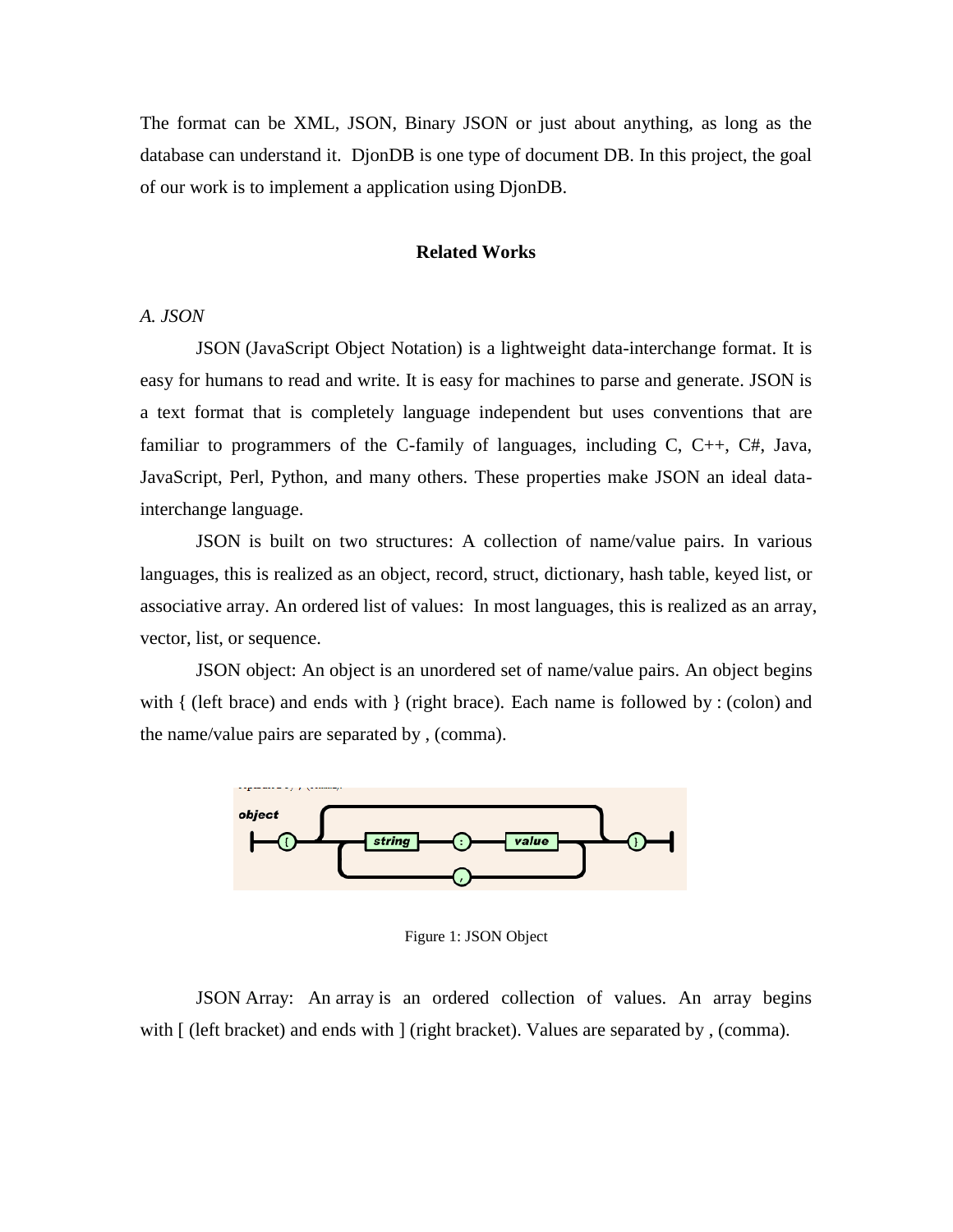The format can be XML, JSON, Binary JSON or just about anything, as long as the database can understand it. DjonDB is one type of document DB. In this project, the goal of our work is to implement a application using DjonDB.

## Related Works

*A. JSON*

JSON (JavaScript Object Notation) is a lightweight data-interchange format. It is easy for humans to read and write. It is easy for machines to parse and generate. JSON is a text format that is completely language independent but uses conventions that are familiar to programmers of the C-family of languages, including C, C++, C#, Java, JavaScript, Perl, Python, and many others. These properties make JSON an ideal data-interchange language.

JSON is built on two structures: A collection of name/value pairs. In various languages, this is realized as an object, record, struct, dictionary, hash table, keyed list, or associative array. An ordered list of values: In most languages, this is realized as an array, vector, list, or sequence.

JSON object: An object is an unordered set of name/value pairs. An object begins with { (left brace) and ends with } (right brace). Each name is followed by : (colon) and the name/value pairs are separated by , (comma).

Figure 1: JSON Object

JSON Array: An array is an ordered collection of values. An array begins with [ (left bracket) and ends with ] (right bracket). Values are separated by , (comma).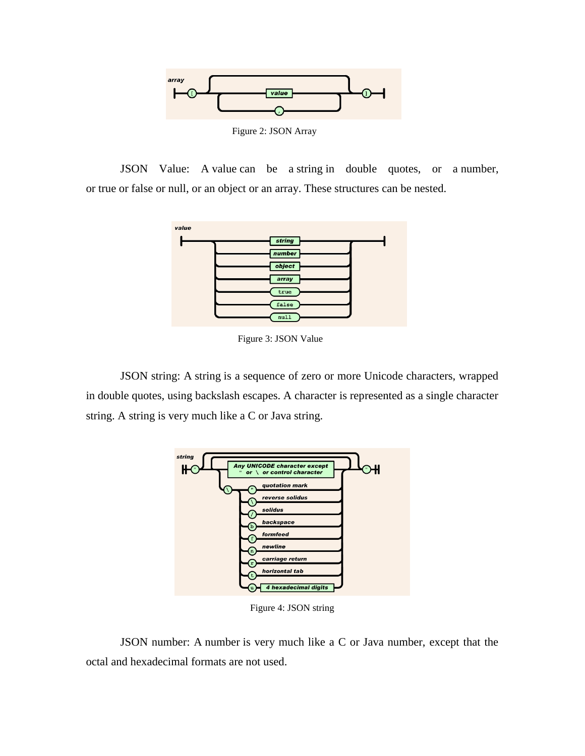Figure 2: JSON Array

JSON Value: A value can be a string in double quotes, or a number, or true or false or null, or an object or an array. These structures can be nested.

Figure 3: JSON Value

JSON string: A string is a sequence of zero or more Unicode characters, wrapped in double quotes, using backslash escapes. A character is represented as a single character string. A string is very much like a C or Java string.

Figure 4: JSON string

JSON number: A number is very much like a C or Java number, except that the octal and hexadecimal formats are not used.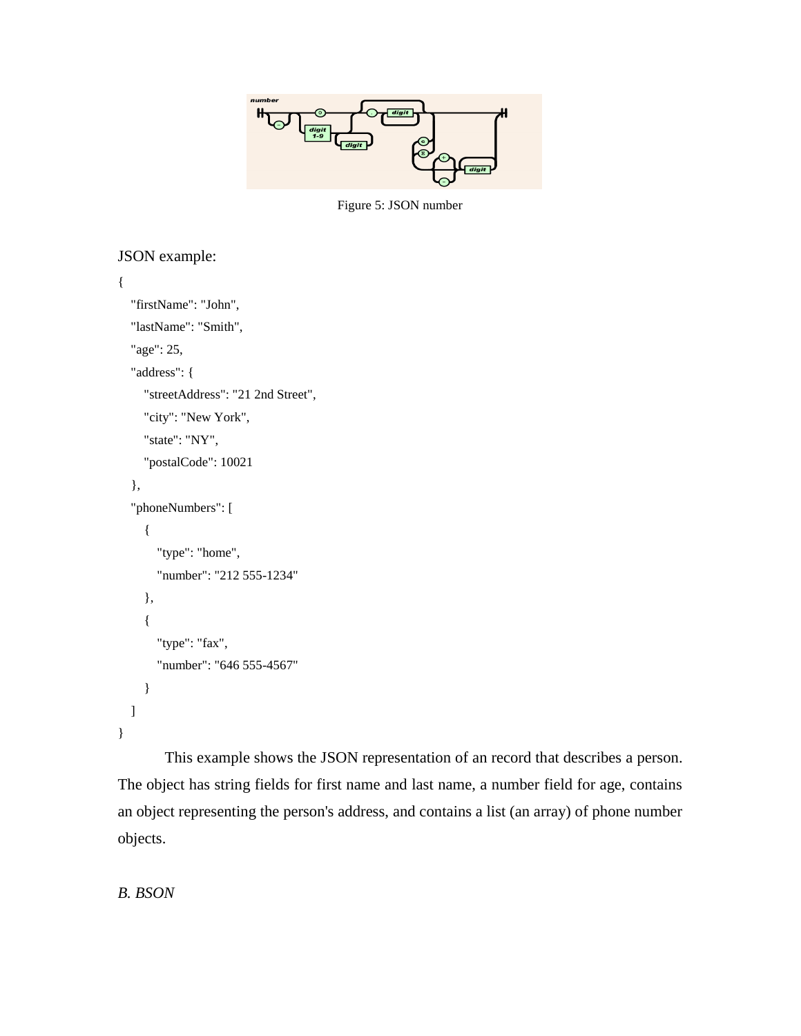Figure 5: JSON number

JSON example:

```
{
   "firstName": "John",
   "lastName": "Smith",
   "age": 25,
   "address": {
      "streetAddress": "21 2nd Street",
      "city": "New York",
      "state": "NY",
      "postalCode": 10021
   },
   "phoneNumbers": [
      {
         "type": "home",
         "number": "212 555-1234"
      },
      {
         "type": "fax",
         "number": "646 555-4567"
      }
   ]
}
```

This example shows the JSON representation of an record that describes a person. The object has string fields for first name and last name, a number field for age, contains an object representing the person's address, and contains a list (an array) of phone number objects.

### *B. BSON*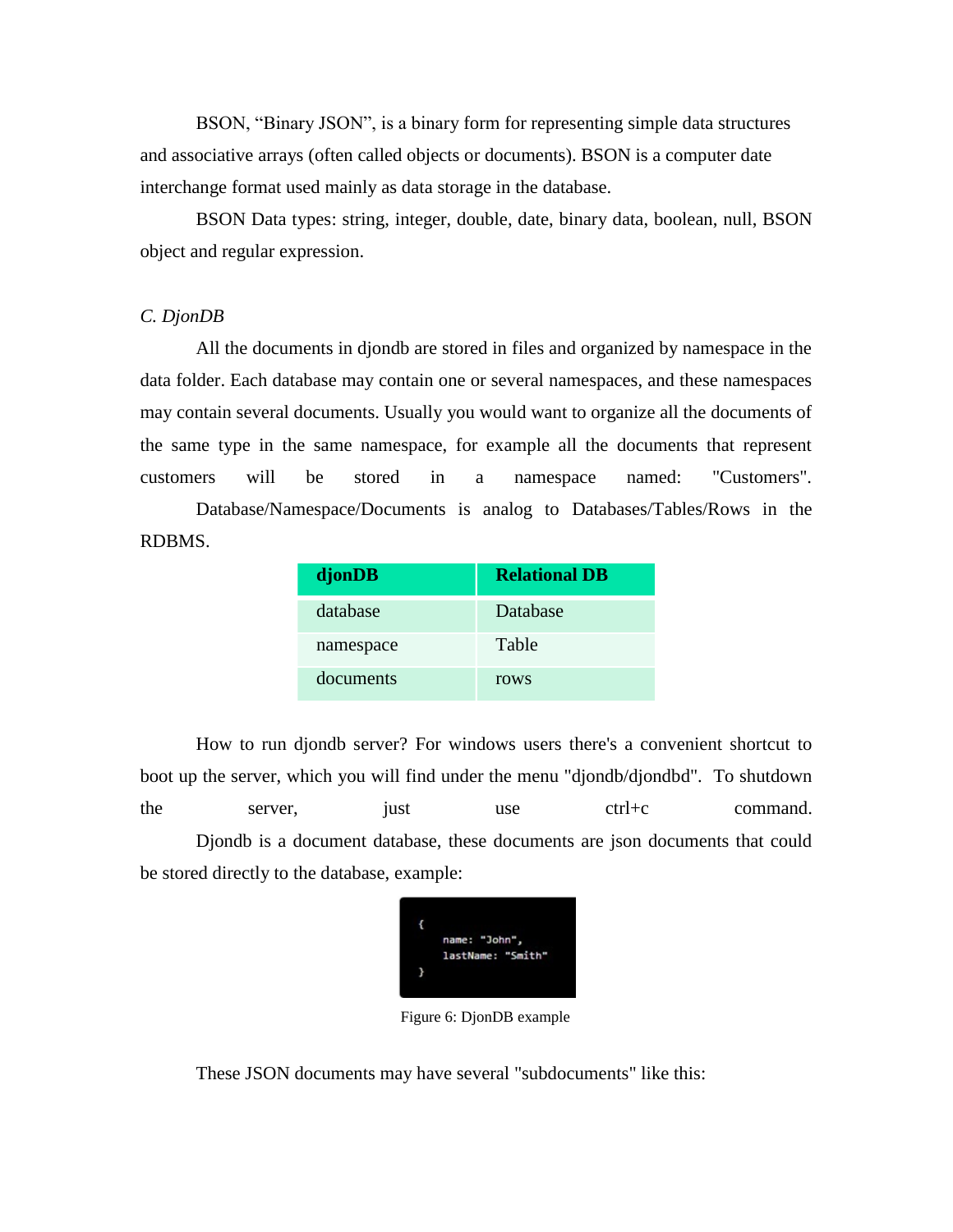BSON, "Binary JSON", is a binary form for representing simple data structures and associative arrays (often called objects or documents). BSON is a computer date interchange format used mainly as data storage in the database.

BSON Data types: string, integer, double, date, binary data, boolean, null, BSON object and regular expression.

*C. DjonDB*

All the documents in djondb are stored in files and organized by namespace in the data folder. Each database may contain one or several namespaces, and these namespaces may contain several documents. Usually you would want to organize all the documents of the same type in the same namespace, for example all the documents that represent customers will be stored in a namespace named: "Customers". Database/Namespace/Documents is analog to Databases/Tables/Rows in the RDBMS.

| djonDB | Relational DB |
|---|---|
| database | Database |
| namespace | Table |
| documents | rows |

How to run djondb server? For windows users there's a convenient shortcut to boot up the server, which you will find under the menu "djondb/djondbd". To shutdown the server, just use ctrl+c command. Djondb is a document database, these documents are json documents that could be stored directly to the database, example:

```
{
    name: "John",
    lastName: "Smith"
}
```

Figure 6: DjonDB example

These JSON documents may have several "subdocuments" like this: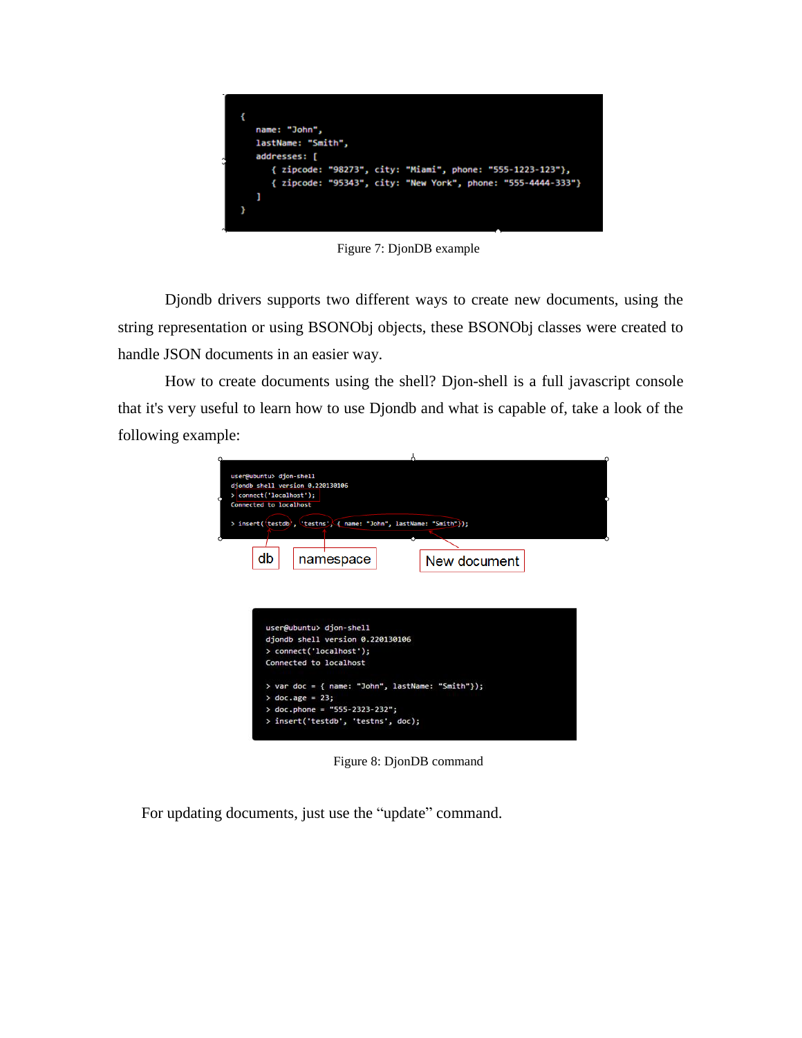```
{
    name: "John",
    lastName: "Smith",
    addresses: [
        { zipcode: "98273", city: "Miami", phone: "555-1223-123"},
        { zipcode: "95343", city: "New York", phone: "555-4444-333"}
    ]
}
```

Figure 7: DjonDB example

Djondb drivers supports two different ways to create new documents, using the string representation or using BSONObj objects, these BSONObj classes were created to handle JSON documents in an easier way.

How to create documents using the shell? Djon-shell is a full javascript console that it's very useful to learn how to use Djondb and what is capable of, take a look of the following example:

```
user@ubuntu> djon-shell
djondb shell version 0.220130106
> connect('localhost');
Connected to localhost

> insert('testdb', 'testns', { name: "John", lastName: "Smith"});
```

db namespace New document

```
user@ubuntu> djon-shell
djondb shell version 0.220130106
> connect('localhost');
Connected to localhost

> var doc = { name: "John", lastName: "Smith"});
> doc.age = 23;
> doc.phone = "555-2323-232";
> insert('testdb', 'testns', doc);
```

Figure 8: DjonDB command

For updating documents, just use the “update” command.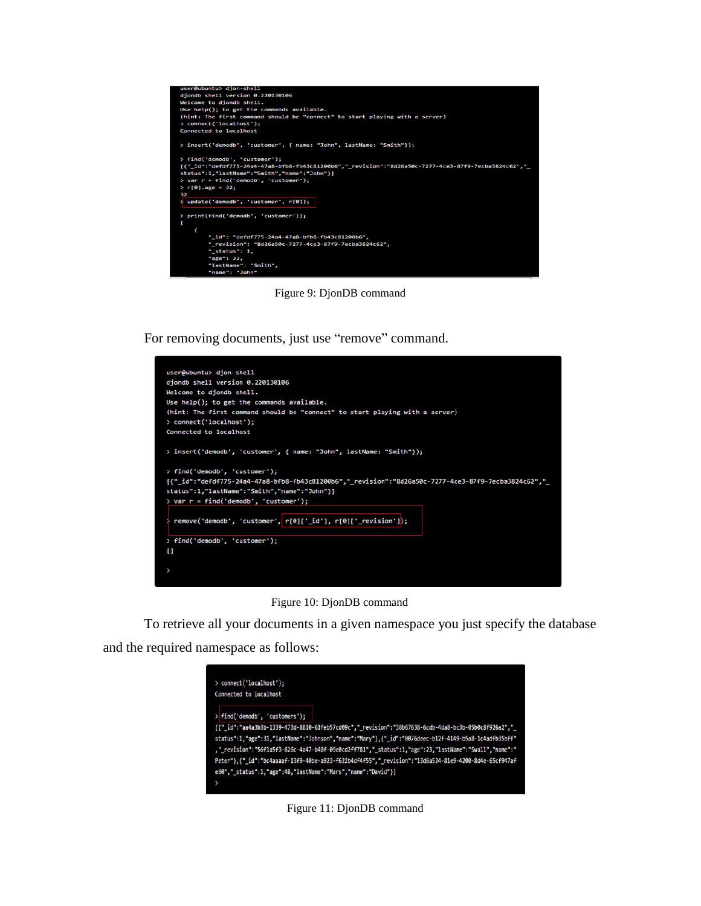```
user@ubuntu> djon-shell
djondb shell version 0.220130106
Welcome to djondb shell.
Use help(); to get the commands available.
(hint: The first command should be "connect" to start playing with a server)
> connect('localhost');
Connected to localhost

> insert('demodb', 'customer', { name: "John", lastName: "Smith"});

> find('demodb', 'customer');
[{"_id":"defdf775-24a4-47a8-bfb8-fb43c81200b6","_revision":"8d26a50c-7277-4ce3-87f9-7ecba3824c62","_
status":1,"lastName":"Smith","name":"John"}]
> var r = find('demodb', 'customer');
> r[0].age = 32;
32
> update('demodb', 'customer', r[0]);

> print(find('demodb', 'customer'));
[
    {
        "_id": "defdf775-24a4-47a8-bfb8-fb43c81200b6",
        "_revision": "8d26a50c-7277-4ce3-87f9-7ecba3824c62",
        "_status": 1,
        "age": 32,
        "lastName": "Smith",
        "name": "John"
```

Figure 9: DjonDB command

For removing documents, just use "remove" command.

```
user@ubuntu> djon-shell
djondb shell version 0.220130106
Welcome to djondb shell.
Use help(); to get the commands available.
(hint: The first command should be "connect" to start playing with a server)
> connect('localhost');
Connected to localhost

> insert('demodb', 'customer', { name: "John", lastName: "Smith"});

> find('demodb', 'customer');
[{"_id":"defdf775-24a4-47a8-bfb8-fb43c81200b6","_revision":"8d26a50c-7277-4ce3-87f9-7ecba3824c62","_
status":1,"lastName":"Smith","name":"John"}]
> var r = find('demodb', 'customer');

> remove('demodb', 'customer', r[0]['_id'], r[0]['_revision']);

> find('demodb', 'customer');
[]

>
```

Figure 10: DjonDB command

To retrieve all your documents in a given namespace you just specify the database and the required namespace as follows:

```
> connect('localhost');
Connected to localhost

> find('demodb', 'customers');
[{"_id":"aa4a3b3b-1339-473d-8810-61feb57cd09c","_revision":"38b67638-6cdb-4da8-bc3b-05b0c8f926a2","_
status":1,"age":31,"lastName":"Johnson","name":"Mary"},{"_id":"0076deec-b12f-4149-b5a8-1c4adfb35bff"
,"_revision":"56f1a5f3-626c-4a47-b48f-09e0cd2ff781","_status":1,"age":23,"lastName":"Swall","name":"
Peter"},{"_id":"bc4aaaaf-13f9-40be-a923-f622b4df4f55","_revision":"13d6a524-81e9-4200-8d4e-65cf947af
e80","_status":1,"age":48,"lastName":"Mars","name":"David"}]
>
```

Figure 11: DjonDB command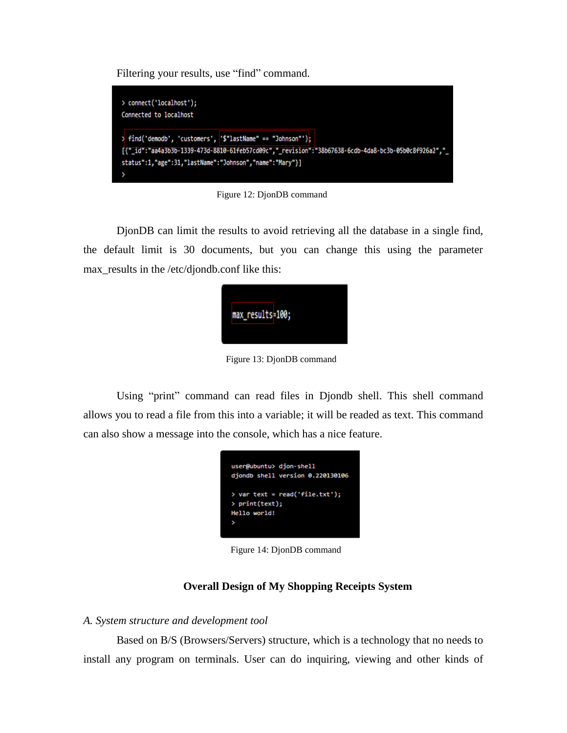Filtering your results, use "find" command.

```
> connect('localhost');
Connected to localhost

> find('demodb', 'customers', '$"lastName" == "Johnson"');
[{"_id":"aa4a3b3b-1339-473d-8810-61feb57cd09c","_revision":"38b67638-6cdb-4da8-bc3b-05b0c8f926a2","_status":1,"age":31,"lastName":"Johnson","name":"Mary"}]
>
```

Figure 12: DjonDB command

DjonDB can limit the results to avoid retrieving all the database in a single find, the default limit is 30 documents, but you can change this using the parameter max_results in the /etc/djondb.conf like this:

```
max_results=100;
```

Figure 13: DjonDB command

Using "print" command can read files in Djondb shell. This shell command allows you to read a file from this into a variable; it will be readed as text. This command can also show a message into the console, which has a nice feature.

```
user@ubuntu> djon-shell
djondb shell version 0.220130106

> var text = read('file.txt');
> print(text);
Hello world!
>
```

Figure 14: DjonDB command

## Overall Design of My Shopping Receipts System

### *A. System structure and development tool*

Based on B/S (Browsers/Servers) structure, which is a technology that no needs to install any program on terminals. User can do inquiring, viewing and other kinds of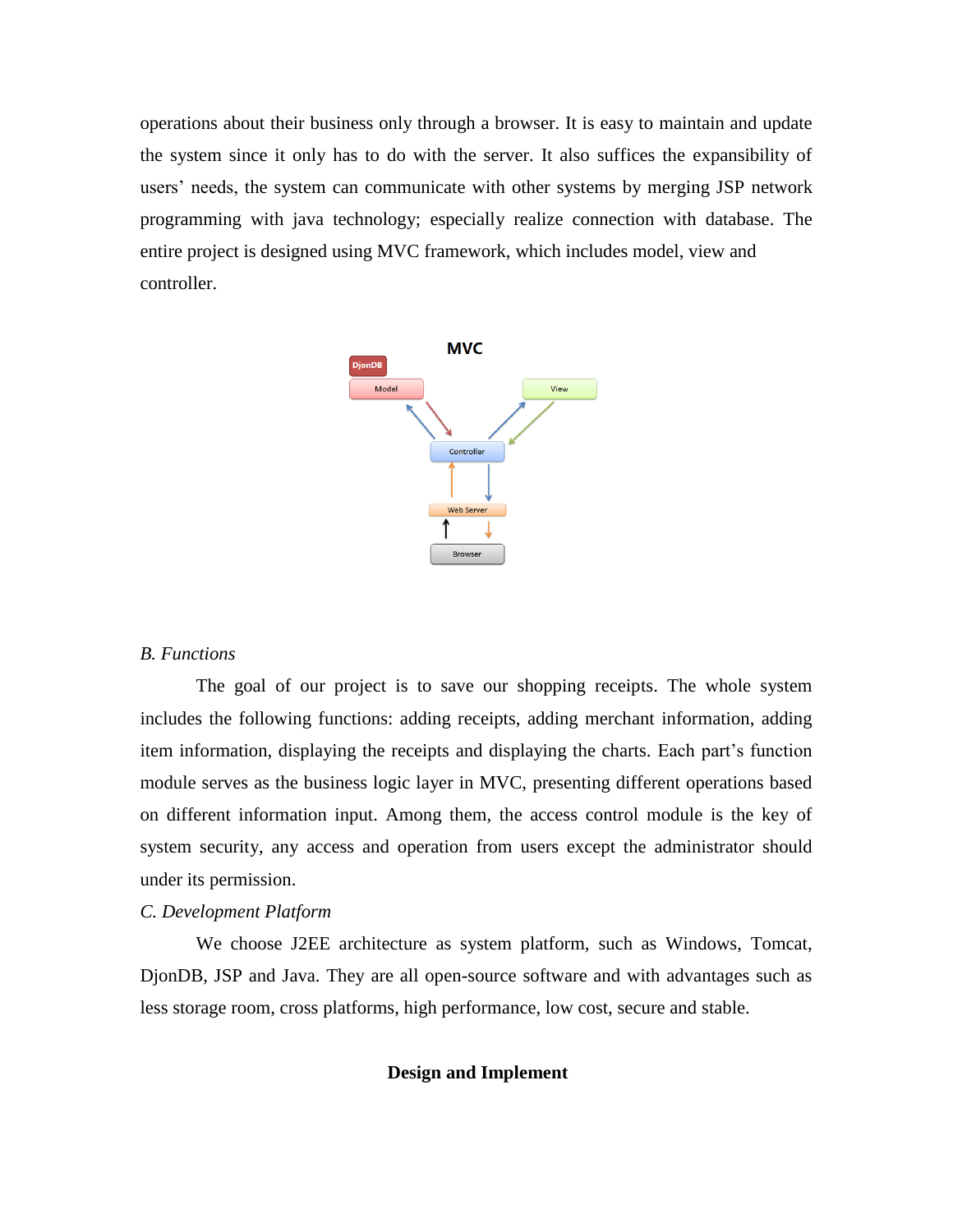operations about their business only through a browser. It is easy to maintain and update the system since it only has to do with the server. It also suffices the expansibility of users' needs, the system can communicate with other systems by merging JSP network programming with java technology; especially realize connection with database. The entire project is designed using MVC framework, which includes model, view and controller.

### *B. Functions*

The goal of our project is to save our shopping receipts. The whole system includes the following functions: adding receipts, adding merchant information, adding item information, displaying the receipts and displaying the charts. Each part's function module serves as the business logic layer in MVC, presenting different operations based on different information input. Among them, the access control module is the key of system security, any access and operation from users except the administrator should under its permission.

### *C. Development Platform*

We choose J2EE architecture as system platform, such as Windows, Tomcat, DjonDB, JSP and Java. They are all open-source software and with advantages such as less storage room, cross platforms, high performance, low cost, secure and stable.

## Design and Implement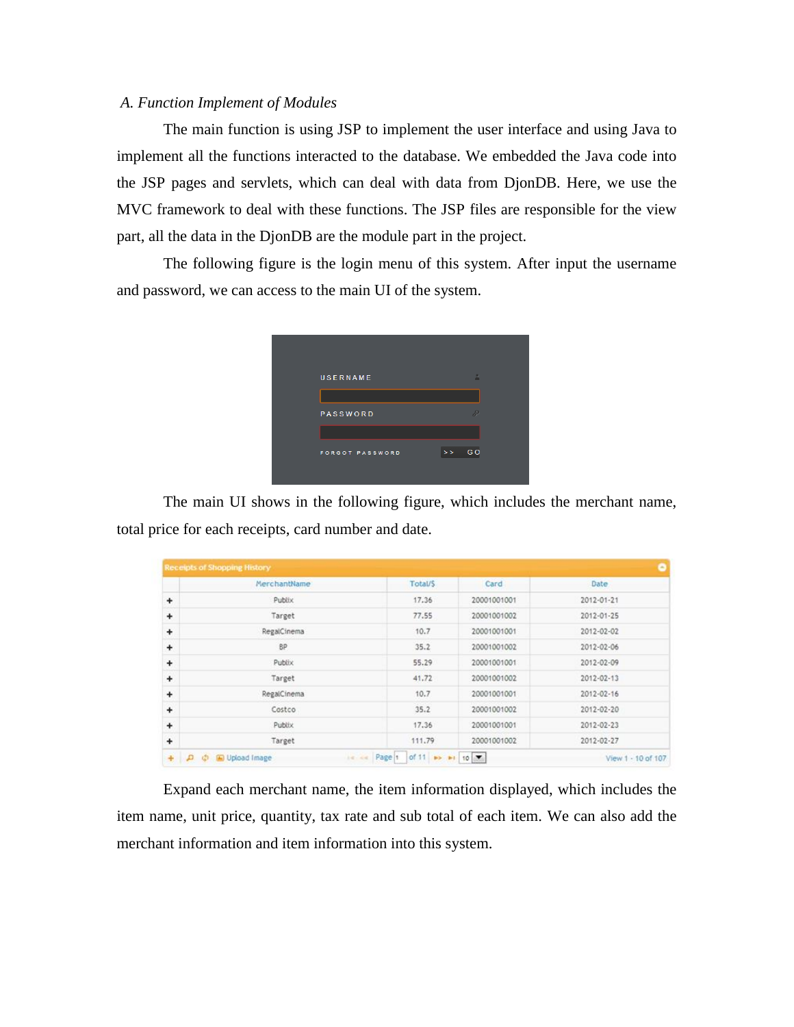### A. Function Implement of Modules

The main function is using JSP to implement the user interface and using Java to implement all the functions interacted to the database. We embedded the Java code into the JSP pages and servlets, which can deal with data from DjonDB. Here, we use the MVC framework to deal with these functions. The JSP files are responsible for the view part, all the data in the DjonDB are the module part in the project.

The following figure is the login menu of this system. After input the username and password, we can access to the main UI of the system.

USERNAME

PASSWORD

FORGOT PASSWORD >> GO

The main UI shows in the following figure, which includes the merchant name, total price for each receipts, card number and date.

Receipts of Shopping History

| | MerchantName | Total/$ | Card | Date |
|---|---|---|---|---|
| + | Publix | 17.36 | 20001001001 | 2012-01-21 |
| + | Target | 77.55 | 20001001002 | 2012-01-25 |
| + | RegalCinema | 10.7 | 20001001001 | 2012-02-02 |
| + | BP | 35.2 | 20001001002 | 2012-02-06 |
| + | Publix | 55.29 | 20001001001 | 2012-02-09 |
| + | Target | 41.72 | 20001001002 | 2012-02-13 |
| + | RegalCinema | 10.7 | 20001001001 | 2012-02-16 |
| + | Costco | 35.2 | 20001001002 | 2012-02-20 |
| + | Publix | 17.36 | 20001001001 | 2012-02-23 |
| + | Target | 111.79 | 20001001002 | 2012-02-27 |

Upload Image — Page 1 of 11 — 10 — View 1 - 10 of 107

Expand each merchant name, the item information displayed, which includes the item name, unit price, quantity, tax rate and sub total of each item. We can also add the merchant information and item information into this system.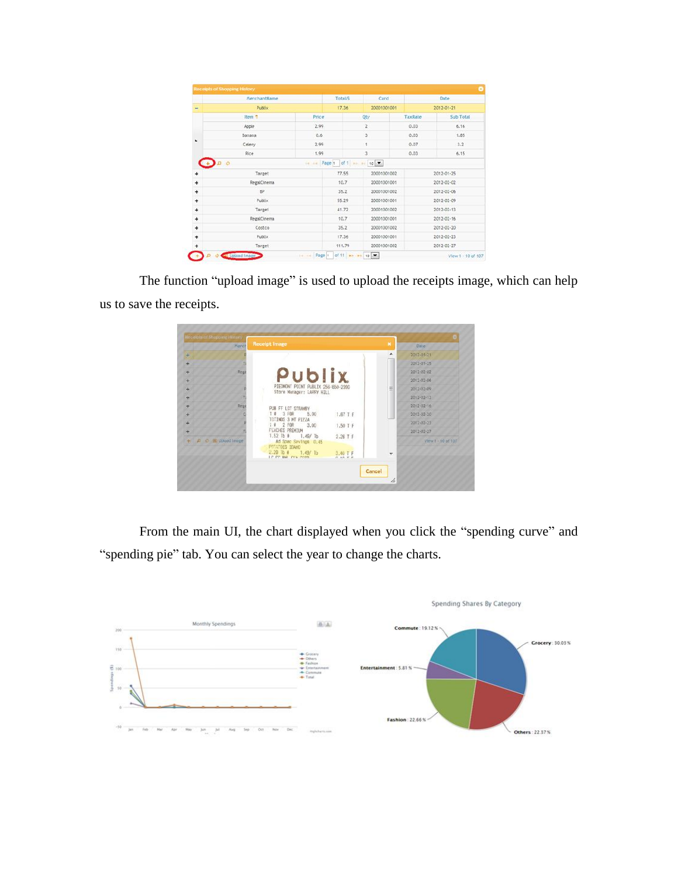The function "upload image" is used to upload the receipts image, which can help us to save the receipts.

From the main UI, the chart displayed when you click the "spending curve" and "spending pie" tab. You can select the year to change the charts.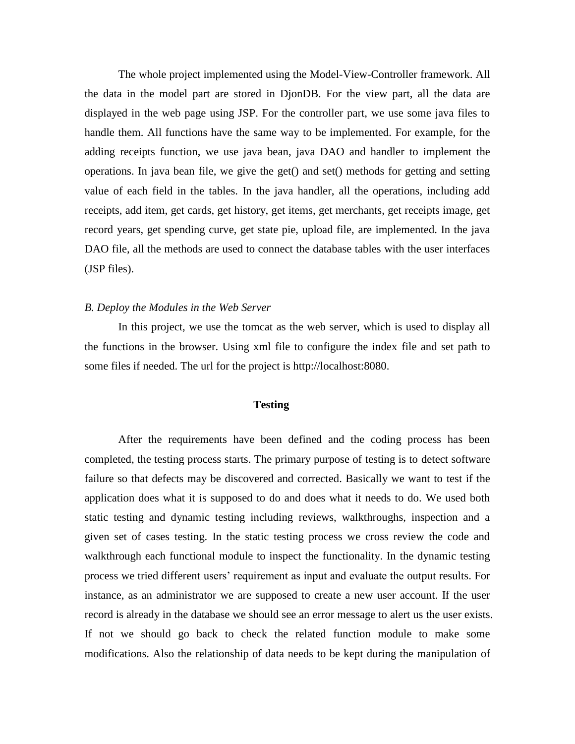The whole project implemented using the Model-View-Controller framework. All the data in the model part are stored in DjonDB. For the view part, all the data are displayed in the web page using JSP. For the controller part, we use some java files to handle them. All functions have the same way to be implemented. For example, for the adding receipts function, we use java bean, java DAO and handler to implement the operations. In java bean file, we give the get() and set() methods for getting and setting value of each field in the tables. In the java handler, all the operations, including add receipts, add item, get cards, get history, get items, get merchants, get receipts image, get record years, get spending curve, get state pie, upload file, are implemented. In the java DAO file, all the methods are used to connect the database tables with the user interfaces (JSP files).

*B. Deploy the Modules in the Web Server*

In this project, we use the tomcat as the web server, which is used to display all the functions in the browser. Using xml file to configure the index file and set path to some files if needed. The url for the project is http://localhost:8080.

## Testing

After the requirements have been defined and the coding process has been completed, the testing process starts. The primary purpose of testing is to detect software failure so that defects may be discovered and corrected. Basically we want to test if the application does what it is supposed to do and does what it needs to do. We used both static testing and dynamic testing including reviews, walkthroughs, inspection and a given set of cases testing. In the static testing process we cross review the code and walkthrough each functional module to inspect the functionality. In the dynamic testing process we tried different users' requirement as input and evaluate the output results. For instance, as an administrator we are supposed to create a new user account. If the user record is already in the database we should see an error message to alert us the user exists. If not we should go back to check the related function module to make some modifications. Also the relationship of data needs to be kept during the manipulation of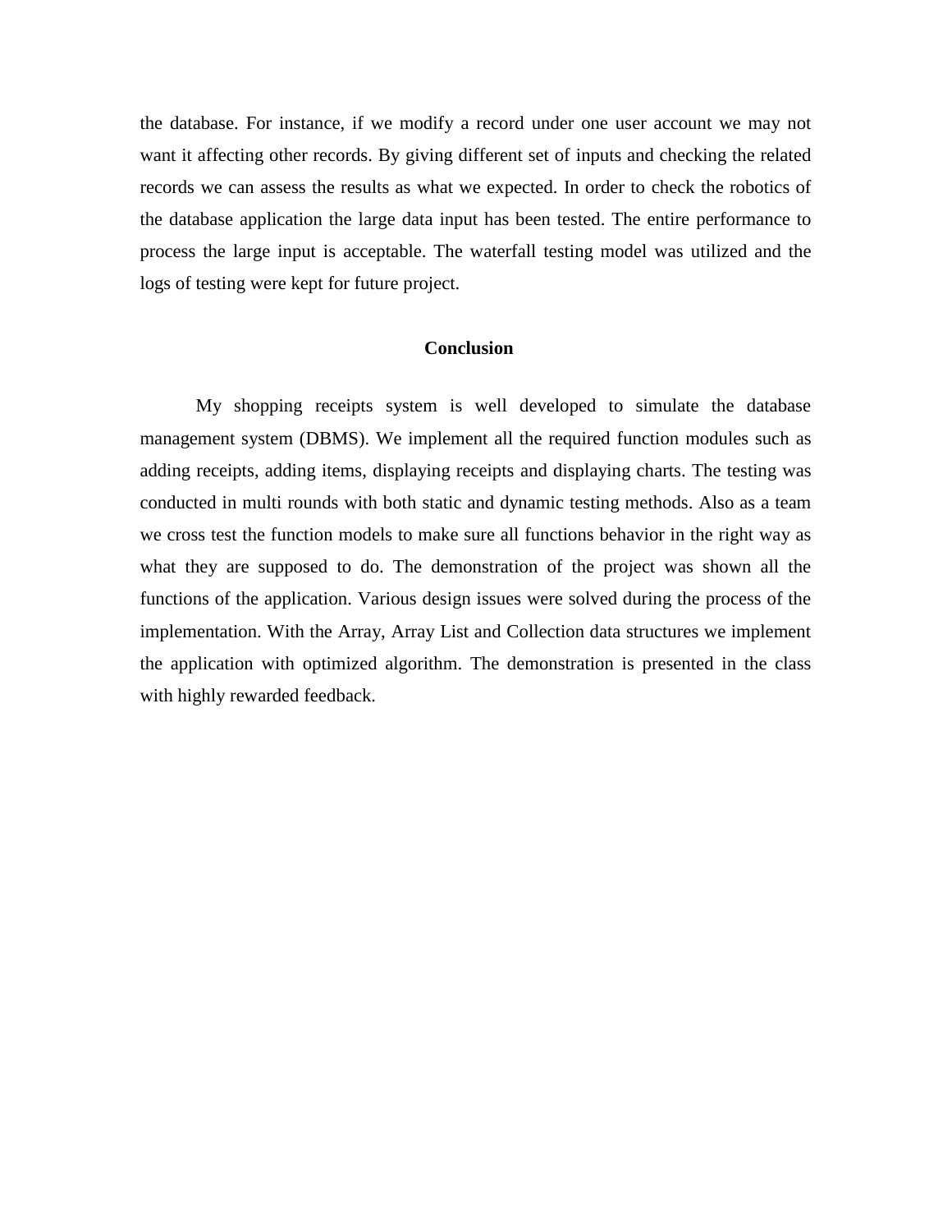the database. For instance, if we modify a record under one user account we may not want it affecting other records. By giving different set of inputs and checking the related records we can assess the results as what we expected. In order to check the robotics of the database application the large data input has been tested. The entire performance to process the large input is acceptable. The waterfall testing model was utilized and the logs of testing were kept for future project.

## Conclusion

My shopping receipts system is well developed to simulate the database management system (DBMS). We implement all the required function modules such as adding receipts, adding items, displaying receipts and displaying charts. The testing was conducted in multi rounds with both static and dynamic testing methods. Also as a team we cross test the function models to make sure all functions behavior in the right way as what they are supposed to do. The demonstration of the project was shown all the functions of the application. Various design issues were solved during the process of the implementation. With the Array, Array List and Collection data structures we implement the application with optimized algorithm. The demonstration is presented in the class with highly rewarded feedback.